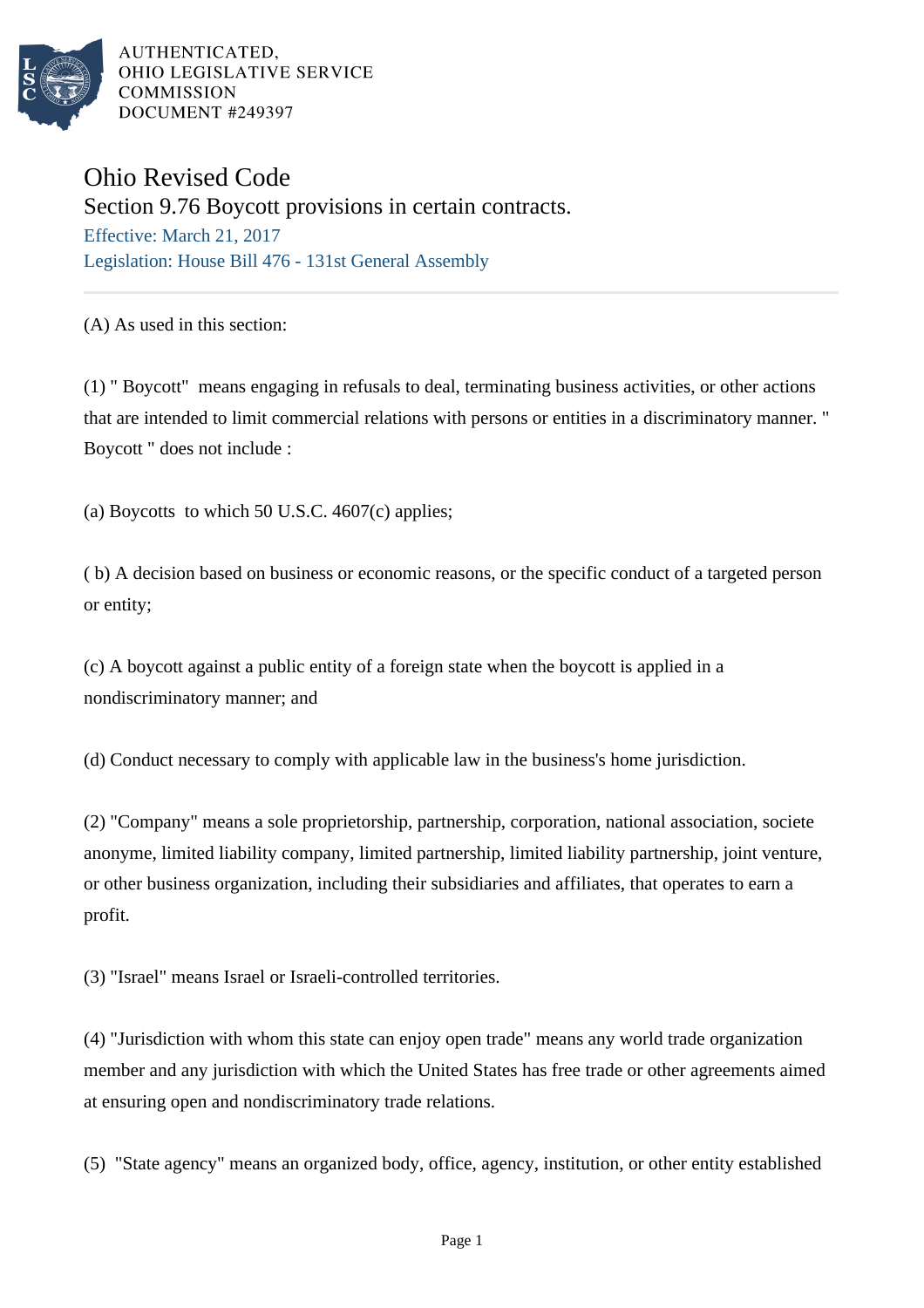AUTHENTICATED,
OHIO LEGISLATIVE SERVICE
COMMISSION
DOCUMENT #249397

# Ohio Revised Code

## Section 9.76 Boycott provisions in certain contracts.

Effective: March 21, 2017

Legislation: House Bill 476 - 131st General Assembly

(A) As used in this section:

(1) " Boycott" means engaging in refusals to deal, terminating business activities, or other actions that are intended to limit commercial relations with persons or entities in a discriminatory manner. " Boycott " does not include :

(a) Boycotts to which 50 U.S.C. 4607(c) applies;

( b) A decision based on business or economic reasons, or the specific conduct of a targeted person or entity;

(c) A boycott against a public entity of a foreign state when the boycott is applied in a nondiscriminatory manner; and

(d) Conduct necessary to comply with applicable law in the business's home jurisdiction.

(2) "Company" means a sole proprietorship, partnership, corporation, national association, societe anonyme, limited liability company, limited partnership, limited liability partnership, joint venture, or other business organization, including their subsidiaries and affiliates, that operates to earn a profit.

(3) "Israel" means Israel or Israeli-controlled territories.

(4) "Jurisdiction with whom this state can enjoy open trade" means any world trade organization member and any jurisdiction with which the United States has free trade or other agreements aimed at ensuring open and nondiscriminatory trade relations.

(5) "State agency" means an organized body, office, agency, institution, or other entity established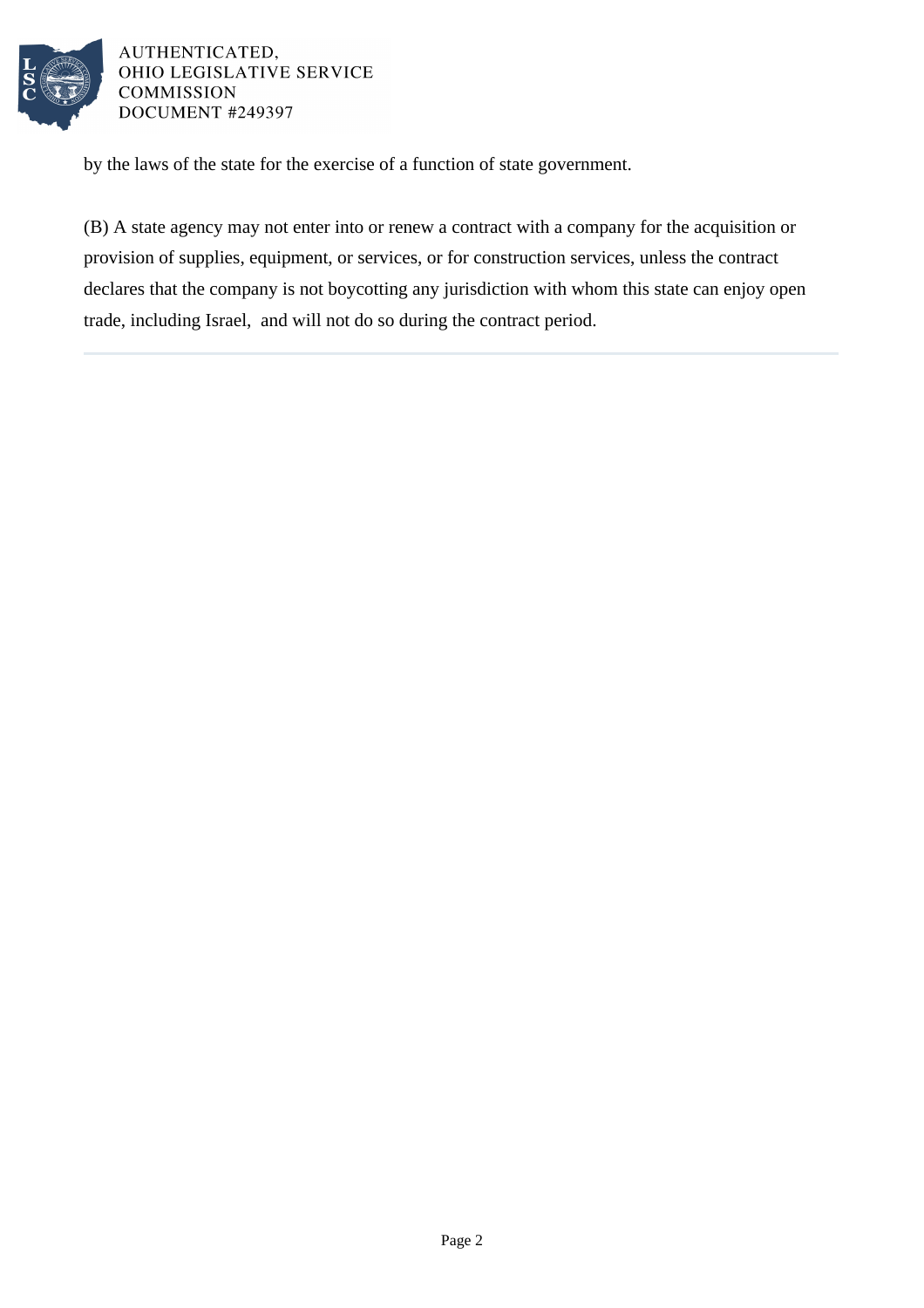by the laws of the state for the exercise of a function of state government.

(B) A state agency may not enter into or renew a contract with a company for the acquisition or provision of supplies, equipment, or services, or for construction services, unless the contract declares that the company is not boycotting any jurisdiction with whom this state can enjoy open trade, including Israel, and will not do so during the contract period.